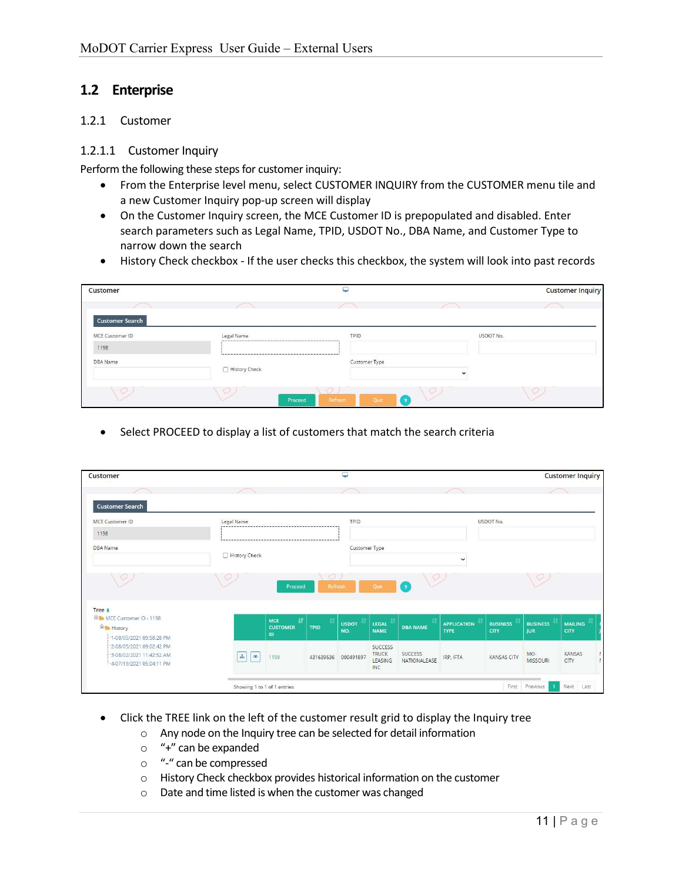## 1.2 Enterprise

### 1.2.1 Customer

#### 1.2.1.1 Customer Inquiry

Perform the following these steps for customer inquiry:

- From the Enterprise level menu, select CUSTOMER INQUIRY from the CUSTOMER menu tile and a new Customer Inquiry pop-up screen will display
- On the Customer Inquiry screen, the MCE Customer ID is prepopulated and disabled. Enter search parameters such as Legal Name, TPID, USDOT No., DBA Name, and Customer Type to narrow down the search
- History Check checkbox - If the user checks this checkbox, the system will look into past records

- Select PROCEED to display a list of customers that match the search criteria

- Click the TREE link on the left of the customer result grid to display the Inquiry tree
  - Any node on the Inquiry tree can be selected for detail information
  - "+" can be expanded
  - "-" can be compressed
  - History Check checkbox provides historical information on the customer
  - Date and time listed is when the customer was changed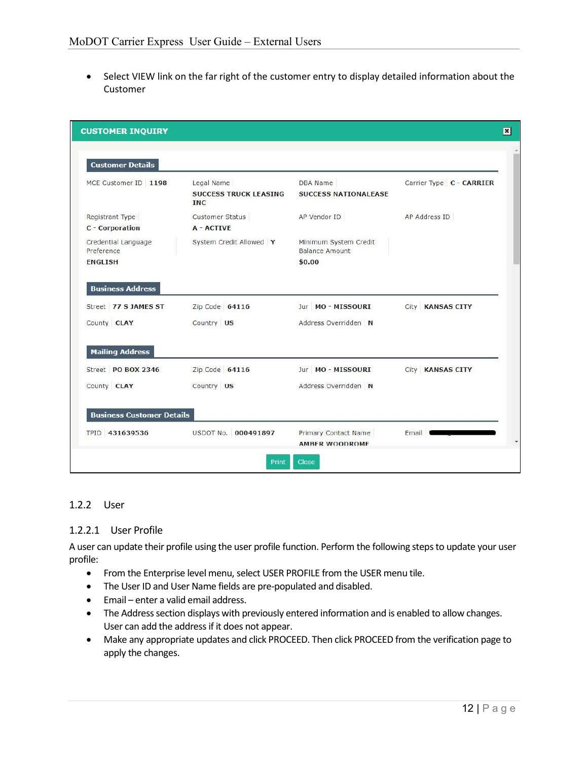- Select VIEW link on the far right of the customer entry to display detailed information about the Customer

**CUSTOMER INQUIRY**

**Customer Details**

| | | | |
|---|---|---|---|
| MCE Customer ID: **1198** | Legal Name: **SUCCESS TRUCK LEASING INC** | DBA Name: **SUCCESS NATIONALEASE** | Carrier Type: **C - CARRIER** |
| Registrant Type: **C - Corporation** | Customer Status: **A - ACTIVE** | AP Vendor ID | AP Address ID |
| Credential Language Preference: **ENGLISH** | System Credit Allowed: **Y** | Minimum System Credit Balance Amount: **$0.00** | |

**Business Address**

| | | | |
|---|---|---|---|
| Street: **77 S JAMES ST** | Zip Code: **64116** | Jur: **MO - MISSOURI** | City: **KANSAS CITY** |
| County: **CLAY** | Country: **US** | Address Overridden: **N** | |

**Mailing Address**

| | | | |
|---|---|---|---|
| Street: **PO BOX 2346** | Zip Code: **64116** | Jur: **MO - MISSOURI** | City: **KANSAS CITY** |
| County: **CLAY** | Country: **US** | Address Overridden: **N** | |

**Business Customer Details**

| | | | |
|---|---|---|---|
| TPID: **431639536** | USDOT No.: **000491897** | Primary Contact Name: **AMBER WOODROME** | Email |

Print | Close

### 1.2.2 User

#### 1.2.2.1 User Profile

A user can update their profile using the user profile function. Perform the following steps to update your user profile:

- From the Enterprise level menu, select USER PROFILE from the USER menu tile.
- The User ID and User Name fields are pre-populated and disabled.
- Email – enter a valid email address.
- The Address section displays with previously entered information and is enabled to allow changes. User can add the address if it does not appear.
- Make any appropriate updates and click PROCEED. Then click PROCEED from the verification page to apply the changes.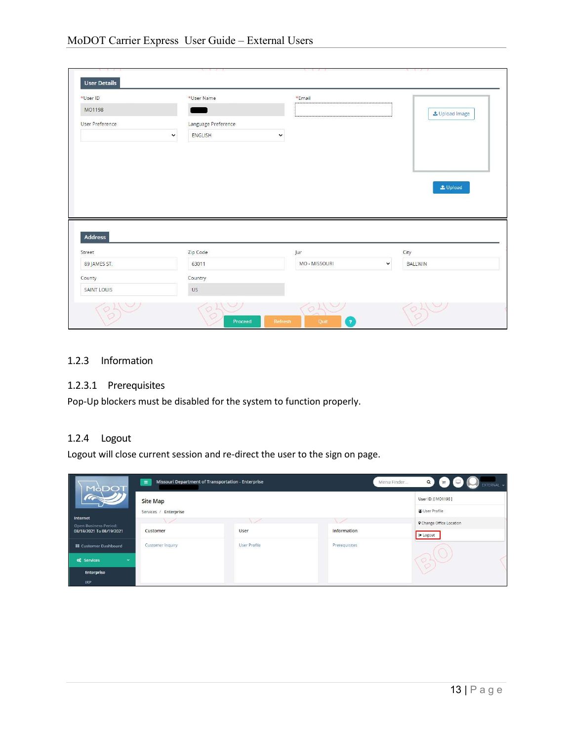### 1.2.3 Information

#### 1.2.3.1 Prerequisites

Pop-Up blockers must be disabled for the system to function properly.

### 1.2.4 Logout

Logout will close current session and re-direct the user to the sign on page.